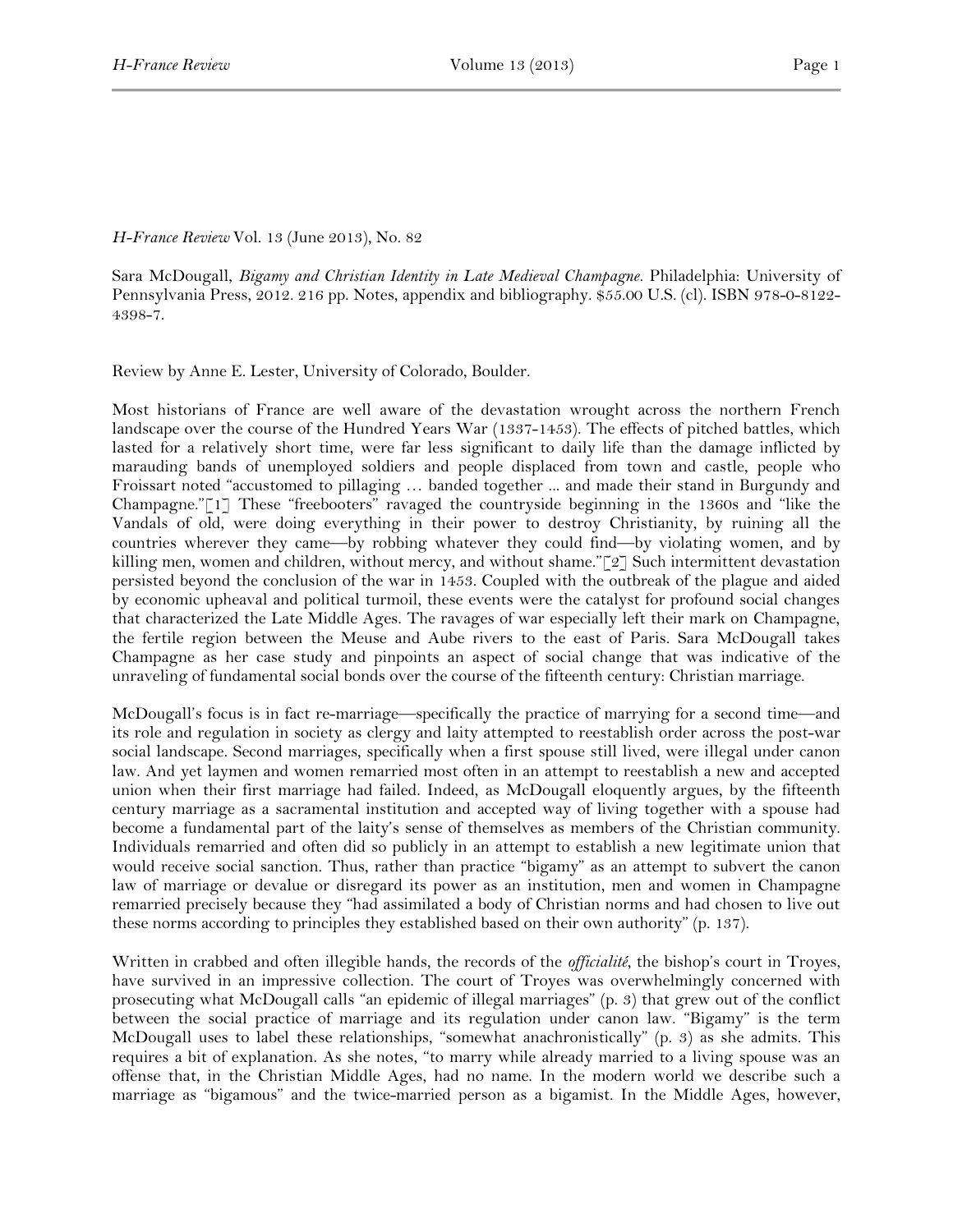*H-France Review* Vol. 13 (June 2013), No. 82

Sara McDougall, *Bigamy and Christian Identity in Late Medieval Champagne.* Philadelphia: University of Pennsylvania Press, 2012. 216 pp. Notes, appendix and bibliography. $55.00 U.S. (cl). ISBN 978-0-8122-4398-7.

Review by Anne E. Lester, University of Colorado, Boulder.

Most historians of France are well aware of the devastation wrought across the northern French landscape over the course of the Hundred Years War (1337-1453). The effects of pitched battles, which lasted for a relatively short time, were far less significant to daily life than the damage inflicted by marauding bands of unemployed soldiers and people displaced from town and castle, people who Froissart noted "accustomed to pillaging … banded together ... and made their stand in Burgundy and Champagne."[1] These "freebooters" ravaged the countryside beginning in the 1360s and "like the Vandals of old, were doing everything in their power to destroy Christianity, by ruining all the countries wherever they came—by robbing whatever they could find—by violating women, and by killing men, women and children, without mercy, and without shame."[2] Such intermittent devastation persisted beyond the conclusion of the war in 1453. Coupled with the outbreak of the plague and aided by economic upheaval and political turmoil, these events were the catalyst for profound social changes that characterized the Late Middle Ages. The ravages of war especially left their mark on Champagne, the fertile region between the Meuse and Aube rivers to the east of Paris. Sara McDougall takes Champagne as her case study and pinpoints an aspect of social change that was indicative of the unraveling of fundamental social bonds over the course of the fifteenth century: Christian marriage.

McDougall's focus is in fact re-marriage—specifically the practice of marrying for a second time—and its role and regulation in society as clergy and laity attempted to reestablish order across the post-war social landscape. Second marriages, specifically when a first spouse still lived, were illegal under canon law. And yet laymen and women remarried most often in an attempt to reestablish a new and accepted union when their first marriage had failed. Indeed, as McDougall eloquently argues, by the fifteenth century marriage as a sacramental institution and accepted way of living together with a spouse had become a fundamental part of the laity's sense of themselves as members of the Christian community. Individuals remarried and often did so publicly in an attempt to establish a new legitimate union that would receive social sanction. Thus, rather than practice "bigamy" as an attempt to subvert the canon law of marriage or devalue or disregard its power as an institution, men and women in Champagne remarried precisely because they "had assimilated a body of Christian norms and had chosen to live out these norms according to principles they established based on their own authority" (p. 137).

Written in crabbed and often illegible hands, the records of the *officialité*, the bishop's court in Troyes, have survived in an impressive collection. The court of Troyes was overwhelmingly concerned with prosecuting what McDougall calls "an epidemic of illegal marriages" (p. 3) that grew out of the conflict between the social practice of marriage and its regulation under canon law. "Bigamy" is the term McDougall uses to label these relationships, "somewhat anachronistically" (p. 3) as she admits. This requires a bit of explanation. As she notes, "to marry while already married to a living spouse was an offense that, in the Christian Middle Ages, had no name. In the modern world we describe such a marriage as "bigamous" and the twice-married person as a bigamist. In the Middle Ages, however,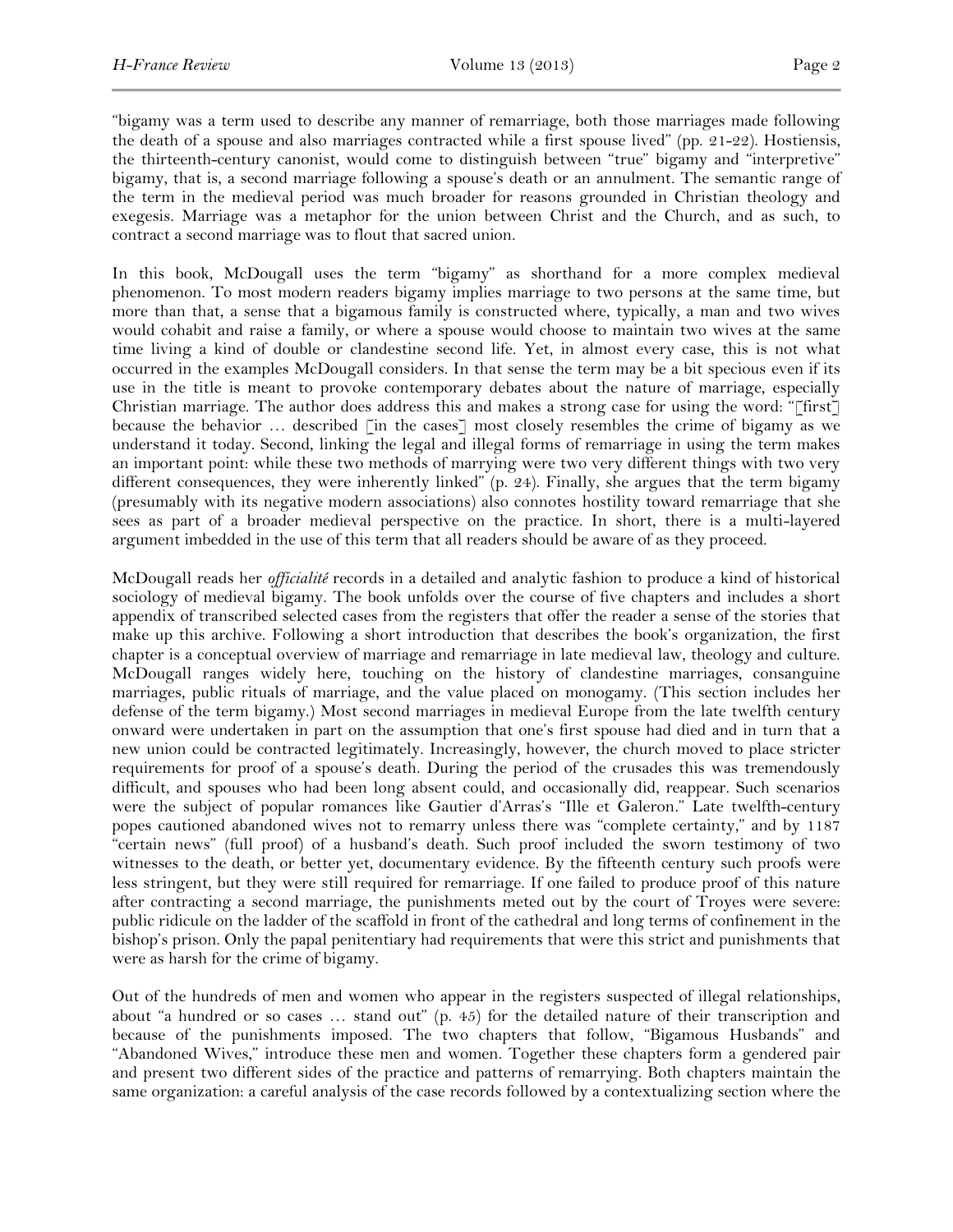"bigamy was a term used to describe any manner of remarriage, both those marriages made following the death of a spouse and also marriages contracted while a first spouse lived" (pp. 21-22). Hostiensis, the thirteenth-century canonist, would come to distinguish between "true" bigamy and "interpretive" bigamy, that is, a second marriage following a spouse's death or an annulment. The semantic range of the term in the medieval period was much broader for reasons grounded in Christian theology and exegesis. Marriage was a metaphor for the union between Christ and the Church, and as such, to contract a second marriage was to flout that sacred union.

In this book, McDougall uses the term "bigamy" as shorthand for a more complex medieval phenomenon. To most modern readers bigamy implies marriage to two persons at the same time, but more than that, a sense that a bigamous family is constructed where, typically, a man and two wives would cohabit and raise a family, or where a spouse would choose to maintain two wives at the same time living a kind of double or clandestine second life. Yet, in almost every case, this is not what occurred in the examples McDougall considers. In that sense the term may be a bit specious even if its use in the title is meant to provoke contemporary debates about the nature of marriage, especially Christian marriage. The author does address this and makes a strong case for using the word: "[first] because the behavior … described [in the cases] most closely resembles the crime of bigamy as we understand it today. Second, linking the legal and illegal forms of remarriage in using the term makes an important point: while these two methods of marrying were two very different things with two very different consequences, they were inherently linked" (p. 24). Finally, she argues that the term bigamy (presumably with its negative modern associations) also connotes hostility toward remarriage that she sees as part of a broader medieval perspective on the practice. In short, there is a multi-layered argument imbedded in the use of this term that all readers should be aware of as they proceed.

McDougall reads her *officialité* records in a detailed and analytic fashion to produce a kind of historical sociology of medieval bigamy. The book unfolds over the course of five chapters and includes a short appendix of transcribed selected cases from the registers that offer the reader a sense of the stories that make up this archive. Following a short introduction that describes the book's organization, the first chapter is a conceptual overview of marriage and remarriage in late medieval law, theology and culture. McDougall ranges widely here, touching on the history of clandestine marriages, consanguine marriages, public rituals of marriage, and the value placed on monogamy. (This section includes her defense of the term bigamy.) Most second marriages in medieval Europe from the late twelfth century onward were undertaken in part on the assumption that one's first spouse had died and in turn that a new union could be contracted legitimately. Increasingly, however, the church moved to place stricter requirements for proof of a spouse's death. During the period of the crusades this was tremendously difficult, and spouses who had been long absent could, and occasionally did, reappear. Such scenarios were the subject of popular romances like Gautier d'Arras's "Ille et Galeron." Late twelfth-century popes cautioned abandoned wives not to remarry unless there was "complete certainty," and by 1187 "certain news" (full proof) of a husband's death. Such proof included the sworn testimony of two witnesses to the death, or better yet, documentary evidence. By the fifteenth century such proofs were less stringent, but they were still required for remarriage. If one failed to produce proof of this nature after contracting a second marriage, the punishments meted out by the court of Troyes were severe: public ridicule on the ladder of the scaffold in front of the cathedral and long terms of confinement in the bishop's prison. Only the papal penitentiary had requirements that were this strict and punishments that were as harsh for the crime of bigamy.

Out of the hundreds of men and women who appear in the registers suspected of illegal relationships, about "a hundred or so cases … stand out" (p. 45) for the detailed nature of their transcription and because of the punishments imposed. The two chapters that follow, "Bigamous Husbands" and "Abandoned Wives," introduce these men and women. Together these chapters form a gendered pair and present two different sides of the practice and patterns of remarrying. Both chapters maintain the same organization: a careful analysis of the case records followed by a contextualizing section where the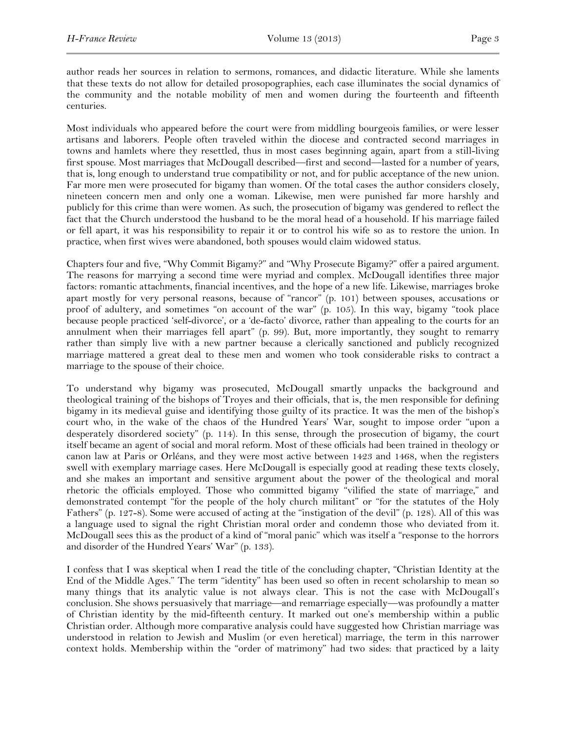author reads her sources in relation to sermons, romances, and didactic literature. While she laments that these texts do not allow for detailed prosopographies, each case illuminates the social dynamics of the community and the notable mobility of men and women during the fourteenth and fifteenth centuries.

Most individuals who appeared before the court were from middling bourgeois families, or were lesser artisans and laborers. People often traveled within the diocese and contracted second marriages in towns and hamlets where they resettled, thus in most cases beginning again, apart from a still-living first spouse. Most marriages that McDougall described—first and second—lasted for a number of years, that is, long enough to understand true compatibility or not, and for public acceptance of the new union. Far more men were prosecuted for bigamy than women. Of the total cases the author considers closely, nineteen concern men and only one a woman. Likewise, men were punished far more harshly and publicly for this crime than were women. As such, the prosecution of bigamy was gendered to reflect the fact that the Church understood the husband to be the moral head of a household. If his marriage failed or fell apart, it was his responsibility to repair it or to control his wife so as to restore the union. In practice, when first wives were abandoned, both spouses would claim widowed status.

Chapters four and five, "Why Commit Bigamy?" and "Why Prosecute Bigamy?" offer a paired argument. The reasons for marrying a second time were myriad and complex. McDougall identifies three major factors: romantic attachments, financial incentives, and the hope of a new life. Likewise, marriages broke apart mostly for very personal reasons, because of "rancor" (p. 101) between spouses, accusations or proof of adultery, and sometimes "on account of the war" (p. 105). In this way, bigamy "took place because people practiced 'self-divorce', or a 'de-facto' divorce, rather than appealing to the courts for an annulment when their marriages fell apart" (p. 99). But, more importantly, they sought to remarry rather than simply live with a new partner because a clerically sanctioned and publicly recognized marriage mattered a great deal to these men and women who took considerable risks to contract a marriage to the spouse of their choice.

To understand why bigamy was prosecuted, McDougall smartly unpacks the background and theological training of the bishops of Troyes and their officials, that is, the men responsible for defining bigamy in its medieval guise and identifying those guilty of its practice. It was the men of the bishop's court who, in the wake of the chaos of the Hundred Years' War, sought to impose order "upon a desperately disordered society" (p. 114). In this sense, through the prosecution of bigamy, the court itself became an agent of social and moral reform. Most of these officials had been trained in theology or canon law at Paris or Orléans, and they were most active between 1423 and 1468, when the registers swell with exemplary marriage cases. Here McDougall is especially good at reading these texts closely, and she makes an important and sensitive argument about the power of the theological and moral rhetoric the officials employed. Those who committed bigamy "vilified the state of marriage," and demonstrated contempt "for the people of the holy church militant" or "for the statutes of the Holy Fathers" (p. 127-8). Some were accused of acting at the "instigation of the devil" (p. 128). All of this was a language used to signal the right Christian moral order and condemn those who deviated from it. McDougall sees this as the product of a kind of "moral panic" which was itself a "response to the horrors and disorder of the Hundred Years' War" (p. 133).

I confess that I was skeptical when I read the title of the concluding chapter, "Christian Identity at the End of the Middle Ages." The term "identity" has been used so often in recent scholarship to mean so many things that its analytic value is not always clear. This is not the case with McDougall's conclusion. She shows persuasively that marriage—and remarriage especially—was profoundly a matter of Christian identity by the mid-fifteenth century. It marked out one's membership within a public Christian order. Although more comparative analysis could have suggested how Christian marriage was understood in relation to Jewish and Muslim (or even heretical) marriage, the term in this narrower context holds. Membership within the "order of matrimony" had two sides: that practiced by a laity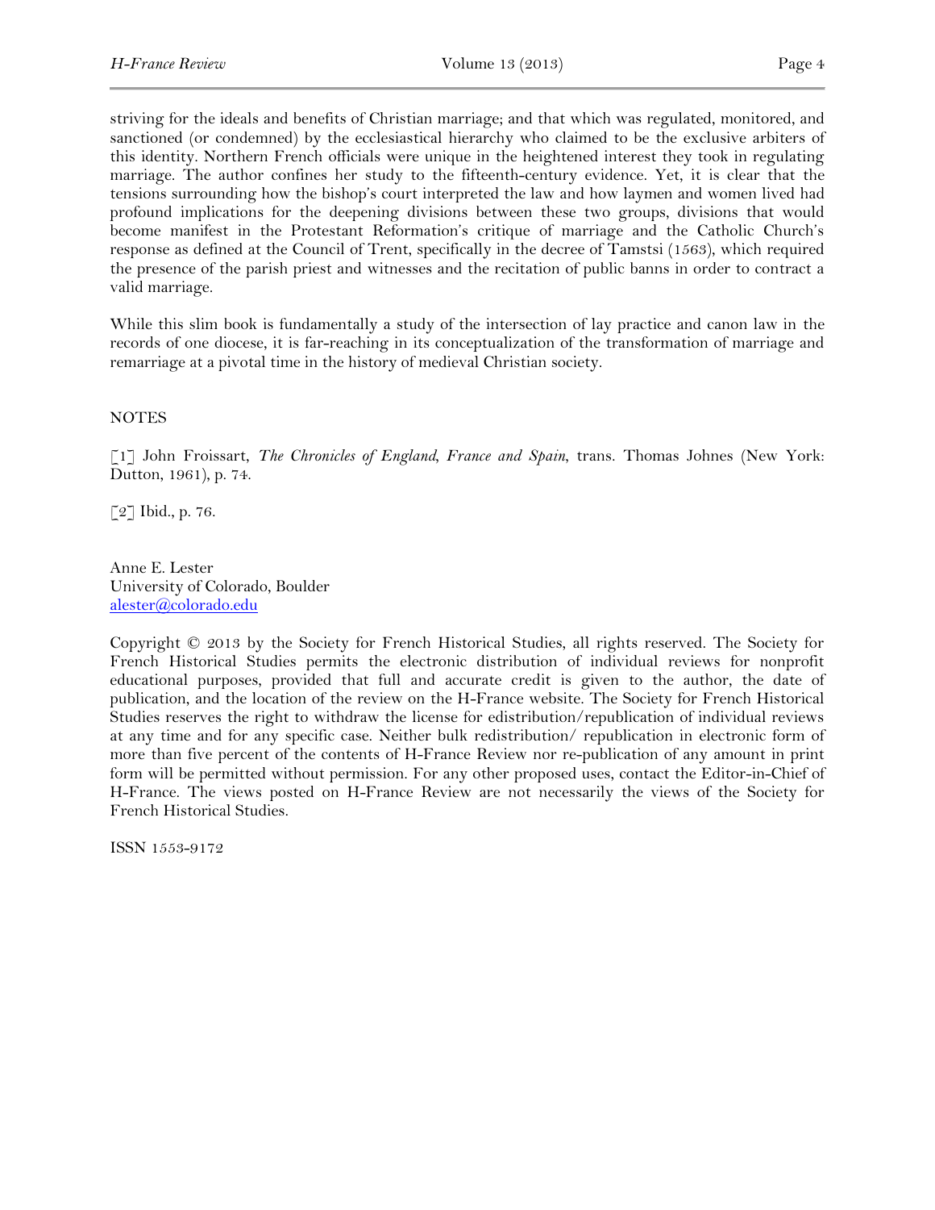striving for the ideals and benefits of Christian marriage; and that which was regulated, monitored, and sanctioned (or condemned) by the ecclesiastical hierarchy who claimed to be the exclusive arbiters of this identity. Northern French officials were unique in the heightened interest they took in regulating marriage. The author confines her study to the fifteenth-century evidence. Yet, it is clear that the tensions surrounding how the bishop's court interpreted the law and how laymen and women lived had profound implications for the deepening divisions between these two groups, divisions that would become manifest in the Protestant Reformation's critique of marriage and the Catholic Church's response as defined at the Council of Trent, specifically in the decree of Tamstsi (1563), which required the presence of the parish priest and witnesses and the recitation of public banns in order to contract a valid marriage.

While this slim book is fundamentally a study of the intersection of lay practice and canon law in the records of one diocese, it is far-reaching in its conceptualization of the transformation of marriage and remarriage at a pivotal time in the history of medieval Christian society.

NOTES

[1] John Froissart, *The Chronicles of England, France and Spain*, trans. Thomas Johnes (New York: Dutton, 1961), p. 74.

[2] Ibid., p. 76.

Anne E. Lester
University of Colorado, Boulder
alester@colorado.edu

Copyright © 2013 by the Society for French Historical Studies, all rights reserved. The Society for French Historical Studies permits the electronic distribution of individual reviews for nonprofit educational purposes, provided that full and accurate credit is given to the author, the date of publication, and the location of the review on the H-France website. The Society for French Historical Studies reserves the right to withdraw the license for edistribution/republication of individual reviews at any time and for any specific case. Neither bulk redistribution/ republication in electronic form of more than five percent of the contents of H-France Review nor re-publication of any amount in print form will be permitted without permission. For any other proposed uses, contact the Editor-in-Chief of H-France. The views posted on H-France Review are not necessarily the views of the Society for French Historical Studies.

ISSN 1553-9172